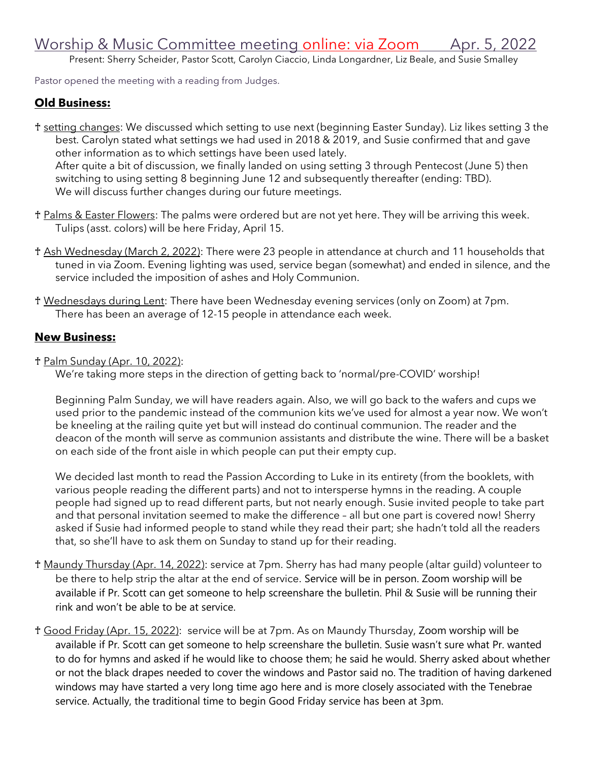# Worship & Music Committee meeting online: via Zoom Apr. 5, 2022

Present: Sherry Scheider, Pastor Scott, Carolyn Ciaccio, Linda Longardner, Liz Beale, and Susie Smalley

Pastor opened the meeting with a reading from Judges.

## Old Business:

† setting changes: We discussed which setting to use next (beginning Easter Sunday). Liz likes setting 3 the best. Carolyn stated what settings we had used in 2018 & 2019, and Susie confirmed that and gave other information as to which settings have been used lately.
After quite a bit of discussion, we finally landed on using setting 3 through Pentecost (June 5) then switching to using setting 8 beginning June 12 and subsequently thereafter (ending: TBD).
We will discuss further changes during our future meetings.

† Palms & Easter Flowers: The palms were ordered but are not yet here. They will be arriving this week. Tulips (asst. colors) will be here Friday, April 15.

† Ash Wednesday (March 2, 2022): There were 23 people in attendance at church and 11 households that tuned in via Zoom. Evening lighting was used, service began (somewhat) and ended in silence, and the service included the imposition of ashes and Holy Communion.

† Wednesdays during Lent: There have been Wednesday evening services (only on Zoom) at 7pm. There has been an average of 12-15 people in attendance each week.

## New Business:

† Palm Sunday (Apr. 10, 2022):
We're taking more steps in the direction of getting back to 'normal/pre-COVID' worship!

Beginning Palm Sunday, we will have readers again. Also, we will go back to the wafers and cups we used prior to the pandemic instead of the communion kits we've used for almost a year now. We won't be kneeling at the railing quite yet but will instead do continual communion. The reader and the deacon of the month will serve as communion assistants and distribute the wine. There will be a basket on each side of the front aisle in which people can put their empty cup.

We decided last month to read the Passion According to Luke in its entirety (from the booklets, with various people reading the different parts) and not to intersperse hymns in the reading. A couple people had signed up to read different parts, but not nearly enough. Susie invited people to take part and that personal invitation seemed to make the difference – all but one part is covered now! Sherry asked if Susie had informed people to stand while they read their part; she hadn't told all the readers that, so she'll have to ask them on Sunday to stand up for their reading.

† Maundy Thursday (Apr. 14, 2022): service at 7pm. Sherry has had many people (altar guild) volunteer to be there to help strip the altar at the end of service. Service will be in person. Zoom worship will be available if Pr. Scott can get someone to help screenshare the bulletin. Phil & Susie will be running their rink and won't be able to be at service.

† Good Friday (Apr. 15, 2022): service will be at 7pm. As on Maundy Thursday, Zoom worship will be available if Pr. Scott can get someone to help screenshare the bulletin. Susie wasn't sure what Pr. wanted to do for hymns and asked if he would like to choose them; he said he would. Sherry asked about whether or not the black drapes needed to cover the windows and Pastor said no. The tradition of having darkened windows may have started a very long time ago here and is more closely associated with the Tenebrae service. Actually, the traditional time to begin Good Friday service has been at 3pm.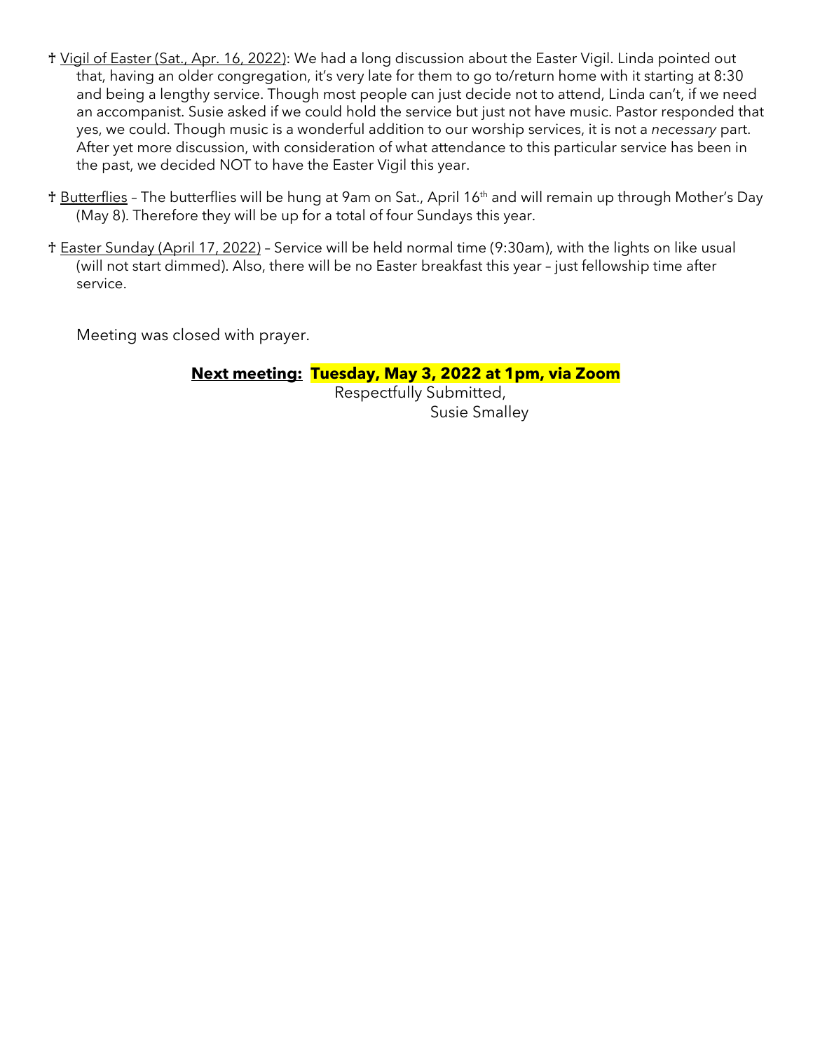- † <u>Vigil of Easter (Sat., Apr. 16, 2022)</u>: We had a long discussion about the Easter Vigil. Linda pointed out that, having an older congregation, it's very late for them to go to/return home with it starting at 8:30 and being a lengthy service. Though most people can just decide not to attend, Linda can't, if we need an accompanist. Susie asked if we could hold the service but just not have music. Pastor responded that yes, we could. Though music is a wonderful addition to our worship services, it is not a *necessary* part. After yet more discussion, with consideration of what attendance to this particular service has been in the past, we decided NOT to have the Easter Vigil this year.

- † <u>Butterflies</u> – The butterflies will be hung at 9am on Sat., April 16th and will remain up through Mother's Day (May 8). Therefore they will be up for a total of four Sundays this year.

- † <u>Easter Sunday (April 17, 2022)</u> – Service will be held normal time (9:30am), with the lights on like usual (will not start dimmed). Also, there will be no Easter breakfast this year – just fellowship time after service.

Meeting was closed with prayer.

**<u>Next meeting:</u> Tuesday, May 3, 2022 at 1pm, via Zoom**

Respectfully Submitted,

Susie Smalley